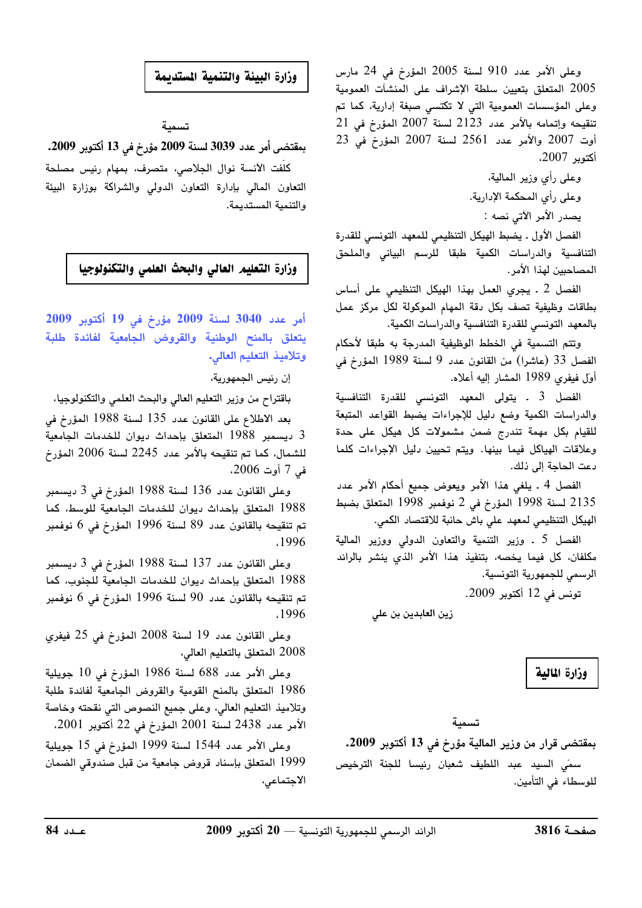وعلى الأمر عدد 910 لسنة 2005 المؤرخ في 24 مارس 2005 المتعلق بتعيين سلطة الإشراف على المنشآت العمومية وعلى المؤسسات العمومية التي لا تكتسي صبغة إدارية، كما تم تنقيحه وإتمامه بالأمر عدد 2123 لسنة 2007 المؤرخ في 21 أوت 2007 والأمر عدد 2561 لسنة 2007 المؤرخ في 23 أكتوبر 2007،

وعلى رأي وزير المالية،

وعلى رأي المحكمة الإدارية،

يصدر الأمر الآتي نصه :

الفصل الأول ـ يضبط الهيكل التنظيمي للمعهد التونسي للقدرة التنافسية والدراسات الكمية طبقا للرسم البياني والملحق المصاحبين لهذا الأمر.

الفصل 2 ـ يجري العمل بهذا الهيكل التنظيمي على أساس بطاقات وظيفية تصف بكل دقة المهام الموكولة لكل مركز عمل بالمعهد التونسي للقدرة التنافسية والدراسات الكمية.

وتتم التسمية في الخطط الوظيفية المدرجة به طبقا لأحكام الفصل 33 (عاشرا) من القانون عدد 9 لسنة 1989 المؤرخ في أوّل فيفري 1989 المشار إليه أعلاه.

الفصل 3 ـ يتولى المعهد التونسي للقدرة التنافسية والدراسات الكمية وضع دليل للإجراءات يضبط القواعد المتبعة للقيام بكل مهمة تندرج ضمن مشمولات كل هيكل على حدة وعلاقات الهياكل فيما بينها. ويتم تحيين دليل الإجراءات كلما دعت الحاجة إلى ذلك.

الفصل 4 ـ يلغي هذا الأمر ويعوض جميع أحكام الأمر عدد 2135 لسنة 1998 المؤرخ في 2 نوفمبر 1998 المتعلق بضبط الهيكل التنظيمي لمعهد علي باش حانبة للاقتصاد الكمي.

الفصل 5 ـ وزير التنمية والتعاون الدولي ووزير المالية مكلفان، كل فيما يخصه، بتنفيذ هذا الأمر الذي ينشر بالرائد الرسمي للجمهورية التونسية.

تونس في 12 أكتوبر 2009.

زين العابدين بن علي

## وزارة المالية

### تسمية

**بمقتضى قرار من وزير المالية مؤرخ في 13 أكتوبر 2009.**

سمّي السيد عبد اللطيف شعبان رئيسا للجنة الترخيص للوسطاء في التأمين.

## وزارة البيئة والتنمية المستديمة

### تسمية

**بمقتضى أمر عدد 3039 لسنة 2009 مؤرخ في 13 أكتوبر 2009.**

كلفت الآنسة نوال الجلاصي، متصرف، بمهام رئيس مصلحة التعاون المالي بإدارة التعاون الدولي والشراكة بوزارة البيئة والتنمية المستديمة.

## وزارة التعليم العالي والبحث العلمي والتكنولوجيا

### أمر عدد 3040 لسنة 2009 مؤرخ في 19 أكتوبر 2009 يتعلق بالمنح الوطنية والقروض الجامعية لفائدة طلبة وتلاميذ التعليم العالي.

إن رئيس الجمهورية،

باقتراح من وزير التعليم العالي والبحث العلمي والتكنولوجيا،

بعد الاطلاع على القانون عدد 135 لسنة 1988 المؤرخ في 3 ديسمبر 1988 المتعلق بإحداث ديوان للخدمات الجامعية للشمال، كما تم تنقيحه بالأمر عدد 2245 لسنة 2006 المؤرخ في 7 أوت 2006،

وعلى القانون عدد 136 لسنة 1988 المؤرخ في 3 ديسمبر 1988 المتعلق بإحداث ديوان للخدمات الجامعية للوسط، كما تم تنقيحه بالقانون عدد 89 لسنة 1996 المؤرخ في 6 نوفمبر 1996،

وعلى القانون عدد 137 لسنة 1988 المؤرخ في 3 ديسمبر 1988 المتعلق بإحداث ديوان للخدمات الجامعية للجنوب، كما تم تنقيحه بالقانون عدد 90 لسنة 1996 المؤرخ في 6 نوفمبر 1996،

وعلى القانون عدد 19 لسنة 2008 المؤرخ في 25 فيفري 2008 المتعلق بالتعليم العالي،

وعلى الأمر عدد 688 لسنة 1986 المؤرخ في 10 جويلية 1986 المتعلق بالمنح القومية والقروض الجامعية لفائدة طلبة وتلاميذ التعليم العالي، وعلى جميع النصوص التي نقحته وخاصة الأمر عدد 2438 لسنة 2001 المؤرخ في 22 أكتوبر 2001،

وعلى الأمر عدد 1544 لسنة 1999 المؤرخ في 15 جويلية 1999 المتعلق بإسناد قروض جامعية من قبل صندوقي الضمان الاجتماعي،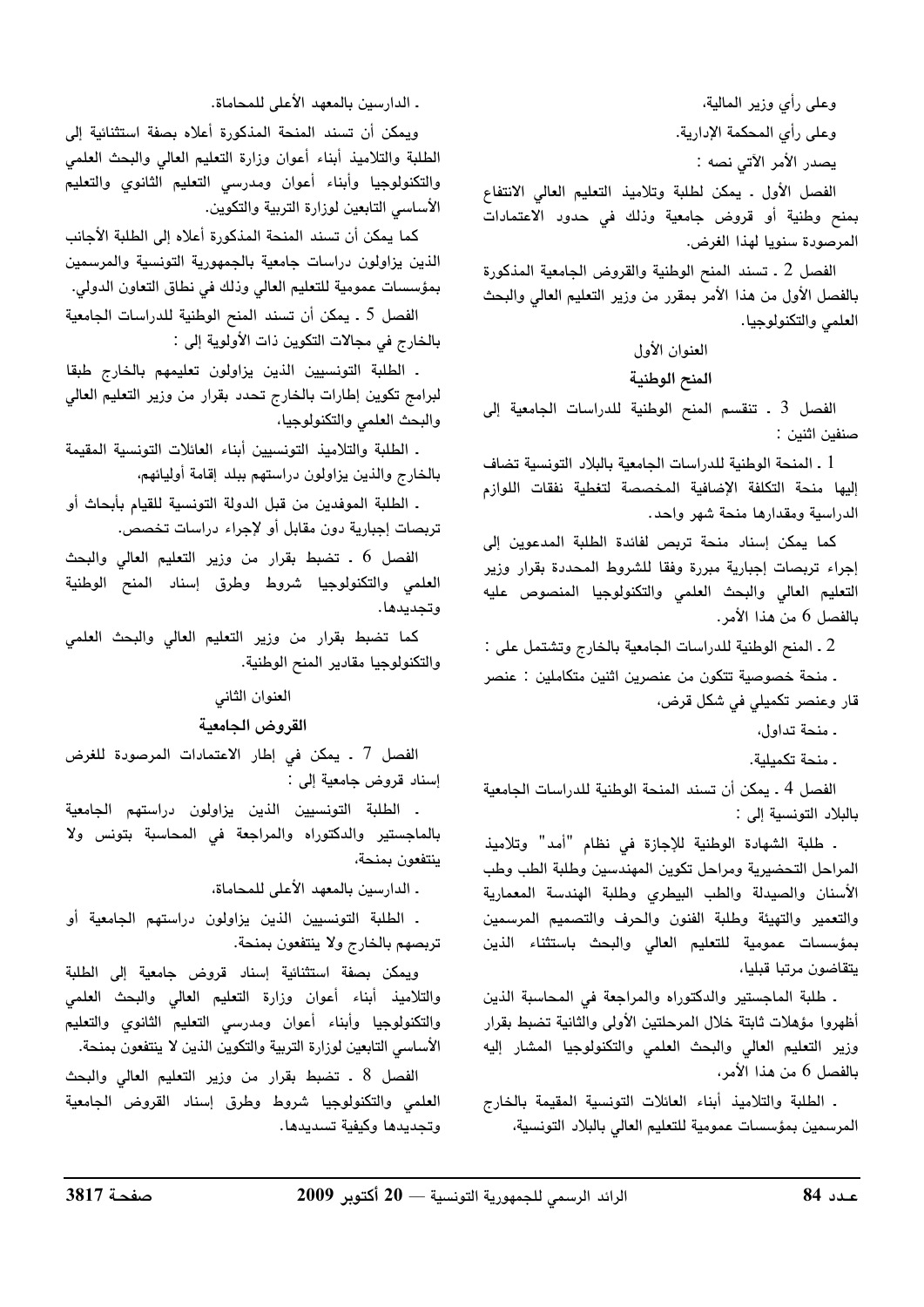وعلى رأي وزير المالية،

وعلى رأي المحكمة الإدارية.

يصدر الأمر الآتي نصه :

الفصل الأول ـ يمكن لطلبة وتلاميذ التعليم العالي الانتفاع بمنح وطنية أو قروض جامعية وذلك في حدود الاعتمادات المرصودة سنويا لهذا الغرض.

الفصل 2 ـ تسند المنح الوطنية والقروض الجامعية المذكورة بالفصل الأول من هذا الأمر بمقرر من وزير التعليم العالي والبحث العلمي والتكنولوجيا.

## العنوان الأول

## المنح الوطنية

الفصل 3 ـ تنقسم المنح الوطنية للدراسات الجامعية إلى صنفين اثنين :

1 ـ المنحة الوطنية للدراسات الجامعية بالبلاد التونسية تضاف إليها منحة التكلفة الإضافية المخصصة لتغطية نفقات اللوازم الدراسية ومقدارها منحة شهر واحد.

كما يمكن إسناد منحة تربص لفائدة الطلبة المدعوين إلى إجراء تربصات إجبارية مبررة وفقا للشروط المحددة بقرار وزير التعليم العالي والبحث العلمي والتكنولوجيا المنصوص عليه بالفصل 6 من هذا الأمر.

2 ـ المنح الوطنية للدراسات الجامعية بالخارج وتشتمل على :

ـ منحة خصوصية تتكون من عنصرين اثنين متكاملين : عنصر قار وعنصر تكميلي في شكل قرض،

ـ منحة تداول،

ـ منحة تكميلية.

الفصل 4 ـ يمكن أن تسند المنحة الوطنية للدراسات الجامعية بالبلاد التونسية إلى :

ـ طلبة الشهادة الوطنية للإجازة في نظام "أمد" وتلاميذ المراحل التحضيرية ومراحل تكوين المهندسين وطلبة الطب وطب الأسنان والصيدلة والطب البيطري وطلبة الهندسة المعمارية والتعمير والتهيئة وطلبة الفنون والحرف والتصميم المرسمين بمؤسسات عمومية للتعليم العالي والبحث باستثناء الذين يتقاضون مرتبا قبليا،

ـ طلبة الماجستير والدكتوراه والمراجعة في المحاسبة الذين أظهروا مؤهلات ثابتة خلال المرحلتين الأولى والثانية تضبط بقرار وزير التعليم العالي والبحث العلمي والتكنولوجيا المشار إليه بالفصل 6 من هذا الأمر،

ـ الطلبة والتلاميذ أبناء العائلات التونسية المقيمة بالخارج المرسمين بمؤسسات عمومية للتعليم العالي بالبلاد التونسية،

ـ الدارسين بالمعهد الأعلى للمحاماة.

ويمكن أن تسند المنحة المذكورة أعلاه بصفة استثنائية إلى الطلبة والتلاميذ أبناء أعوان وزارة التعليم العالي والبحث العلمي والتكنولوجيا وأبناء أعوان ومدرسي التعليم الثانوي والتعليم الأساسي التابعين لوزارة التربية والتكوين.

كما يمكن أن تسند المنحة المذكورة أعلاه إلى الطلبة الأجانب الذين يزاولون دراسات جامعية بالجمهورية التونسية والمرسمين بمؤسسات عمومية للتعليم العالي وذلك في نطاق التعاون الدولي.

الفصل 5 ـ يمكن أن تسند المنح الوطنية للدراسات الجامعية بالخارج في مجالات التكوين ذات الأولوية إلى :

ـ الطلبة التونسيين الذين يزاولون تعليمهم بالخارج طبقا لبرامج تكوين إطارات بالخارج تحدد بقرار من وزير التعليم العالي والبحث العلمي والتكنولوجيا،

ـ الطلبة والتلاميذ التونسيين أبناء العائلات التونسية المقيمة بالخارج والذين يزاولون دراستهم ببلد إقامة أوليائهم،

ـ الطلبة الموفدين من قبل الدولة التونسية للقيام بأبحاث أو تربصات إجبارية دون مقابل أو لإجراء دراسات تخصص.

الفصل 6 ـ تضبط بقرار من وزير التعليم العالي والبحث العلمي والتكنولوجيا شروط وطرق إسناد المنح الوطنية وتجديدها.

كما تضبط بقرار من وزير التعليم العالي والبحث العلمي والتكنولوجيا مقادير المنح الوطنية.

## العنوان الثاني

## القروض الجامعية

الفصل 7 ـ يمكن في إطار الاعتمادات المرصودة للغرض إسناد قروض جامعية إلى :

ـ الطلبة التونسيين الذين يزاولون دراستهم الجامعية بالماجستير والدكتوراه والمراجعة في المحاسبة بتونس ولا ينتفعون بمنحة،

ـ الدارسين بالمعهد الأعلى للمحاماة،

ـ الطلبة التونسيين الذين يزاولون دراستهم الجامعية أو تربصهم بالخارج ولا ينتفعون بمنحة.

ويمكن بصفة استثنائية إسناد قروض جامعية إلى الطلبة والتلاميذ أبناء أعوان وزارة التعليم العالي والبحث العلمي والتكنولوجيا وأبناء أعوان ومدرسي التعليم الثانوي والتعليم الأساسي التابعين لوزارة التربية والتكوين الذين لا ينتفعون بمنحة.

الفصل 8 ـ تضبط بقرار من وزير التعليم العالي والبحث العلمي والتكنولوجيا شروط وطرق إسناد القروض الجامعية وتجديدها وكيفية تسديدها.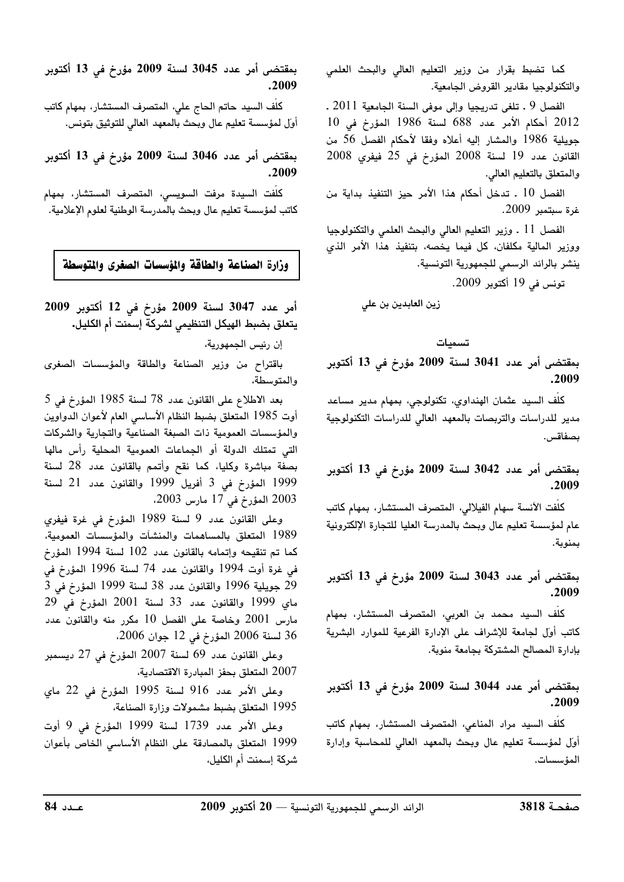كما تضبط بقرار من وزير التعليم العالي والبحث العلمي والتكنولوجيا مقادير القروض الجامعية.

الفصل 9 ـ تلغى تدريجيا وإلى موفى السنة الجامعية 2011 ـ 2012 أحكام الأمر عدد 688 لسنة 1986 المؤرخ في 10 جويلية 1986 والمشار إليه أعلاه وفقا لأحكام الفصل 56 من القانون عدد 19 لسنة 2008 المؤرخ في 25 فيفري 2008 والمتعلق بالتعليم العالي.

الفصل 10 ـ تدخل أحكام هذا الأمر حيز التنفيذ بداية من غرة سبتمبر 2009.

الفصل 11 ـ وزير التعليم العالي والبحث العلمي والتكنولوجيا ووزير المالية مكلفان، كل فيما يخصه، بتنفيذ هذا الأمر الذي ينشر بالرائد الرسمي للجمهورية التونسية.

تونس في 19 أكتوبر 2009.

زين العابدين بن علي

## تسميات

### بمقتضى أمر عدد 3041 لسنة 2009 مؤرخ في 13 أكتوبر 2009.

كلف السيد عثمان الهنداوي، تكنولوجي، بمهام مدير مساعد مدير للدراسات والتربصات بالمعهد العالي للدراسات التكنولوجية بصفاقس.

### بمقتضى أمر عدد 3042 لسنة 2009 مؤرخ في 13 أكتوبر 2009.

كلفت الآنسة سهام الفيلالي، المتصرف المستشار، بمهام كاتب عام لمؤسسة تعليم عال وبحث بالمدرسة العليا للتجارة الإلكترونية بمنوبة.

### بمقتضى أمر عدد 3043 لسنة 2009 مؤرخ في 13 أكتوبر 2009.

كلف السيد محمد بن العربي، المتصرف المستشار، بمهام كاتب أول لجامعة للإشراف على الإدارة الفرعية للموارد البشرية بإدارة المصالح المشتركة بجامعة منوبة.

### بمقتضى أمر عدد 3044 لسنة 2009 مؤرخ في 13 أكتوبر 2009.

كلف السيد مراد المناعي، المتصرف المستشار، بمهام كاتب أول لمؤسسة تعليم عال وبحث بالمعهد العالي للمحاسبة وإدارة المؤسسات.

### بمقتضى أمر عدد 3045 لسنة 2009 مؤرخ في 13 أكتوبر 2009.

كلف السيد حاتم الحاج علي، المتصرف المستشار، بمهام كاتب أول لمؤسسة تعليم عال وبحث بالمعهد العالي للتوثيق بتونس.

### بمقتضى أمر عدد 3046 لسنة 2009 مؤرخ في 13 أكتوبر 2009.

كلفت السيدة مرفت السويسي، المتصرف المستشار، بمهام كاتب لمؤسسة تعليم عال وبحث بالمدرسة الوطنية لعلوم الإعلامية.

## وزارة الصناعة والطاقة والمؤسسات الصغرى والمتوسطة

### أمر عدد 3047 لسنة 2009 مؤرخ في 12 أكتوبر 2009 يتعلق بضبط الهيكل التنظيمي لشركة إسمنت أم الكليل.

إن رئيس الجمهورية،

باقتراح من وزير الصناعة والطاقة والمؤسسات الصغرى والمتوسطة،

بعد الاطلاع على القانون عدد 78 لسنة 1985 المؤرخ في 5 أوت 1985 المتعلق بضبط النظام الأساسي العام لأعوان الدواوين والمؤسسات العمومية ذات الصبغة الصناعية والتجارية والشركات التي تمتلك الدولة أو الجماعات العمومية المحلية رأس مالها بصفة مباشرة وكليا، كما نقح وأتمم بالقانون عدد 28 لسنة 1999 المؤرخ في 3 أفريل 1999 والقانون عدد 21 لسنة 2003 المؤرخ في 17 مارس 2003،

وعلى القانون عدد 9 لسنة 1989 المؤرخ في غرة فيفري 1989 المتعلق بالمساهمات والمنشآت والمؤسسات العمومية، كما تم تنقيحه وإتمامه بالقانون عدد 102 لسنة 1994 المؤرخ في غرة أوت 1994 والقانون عدد 74 لسنة 1996 المؤرخ في 29 جويلية 1996 والقانون عدد 38 لسنة 1999 المؤرخ في 3 ماي 1999 والقانون عدد 33 لسنة 2001 المؤرخ في 29 مارس 2001 وخاصة على الفصل 10 مكرر منه والقانون عدد 36 لسنة 2006 المؤرخ في 12 جوان 2006،

وعلى القانون عدد 69 لسنة 2007 المؤرخ في 27 ديسمبر 2007 المتعلق بحفز المبادرة الاقتصادية،

وعلى الأمر عدد 916 لسنة 1995 المؤرخ في 22 ماي 1995 المتعلق بضبط مشمولات وزارة الصناعة،

وعلى الأمر عدد 1739 لسنة 1999 المؤرخ في 9 أوت 1999 المتعلق بالمصادقة على النظام الأساسي الخاص بأعوان شركة إسمنت أم الكليل،